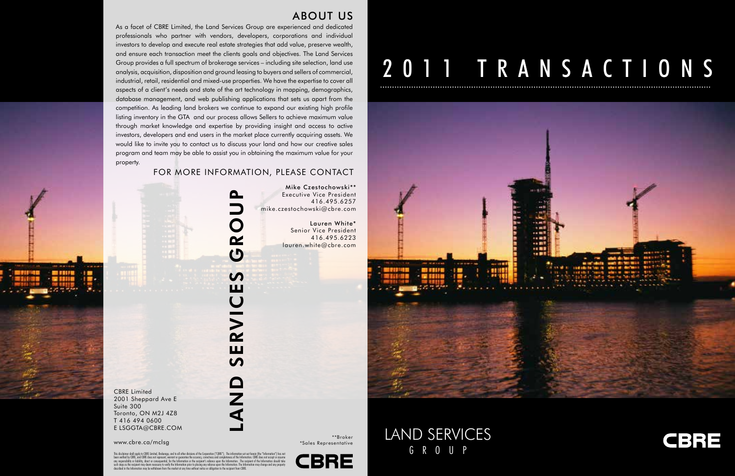## ABOUT US

As a facet of CBRE Limited, the Land Services Group are experienced and dedicated professionals who partner with vendors, developers, corporations and individual investors to develop and execute real estate strategies that add value, preserve wealth, and ensure each transaction meet the clients goals and objectives. The Land Services Group provides a full spectrum of brokerage services – including site selection, land use analysis, acquisition, disposition and ground leasing to buyers and sellers of commercial, industrial, retail, residential and mixed-use properties. We have the expertise to cover all aspects of a client's needs and state of the art technology in mapping, demographics, database management, and web publishing applications that sets us apart from the competition. As leading land brokers we continue to expand our existing high profile listing inventory in the GTA and our process allows Sellers to achieve maximum value through market knowledge and expertise by providing insight and access to active investors, developers and end users in the market place currently acquiring assets. We would like to invite you to contact us to discuss your land and how our creative sales program and team may be able to assist you in obtaining the maximum value for your property.

## FOR MORE INFORMATION, PLEASE CONTACT

**Mike Czestochowski****
Executive Vice President
416.495.6257
mike.czestochowski@cbre.com

**Lauren White***
Senior Vice President
416.495.6223
lauren.white@cbre.com

# LAND SERVICES GROUP

CBRE Limited
2001 Sheppard Ave E
Suite 300
Toronto, ON M2J 4Z8
T 416 494 0600
E LSGGTA@CBRE.COM

www.cbre.ca/mclsg

**Broker
*Sales Representative

This disclaimer shall apply to CBRE Limited, Brokerage, and to all other divisions of the Corporation ("CBRE"). The information set out herein (the "Information") has not been verified by CBRE, and CBRE does not represent, warrant or guarantee the accuracy, correctness and completeness of the Information. CBRE does not accept or assume any responsibility or liability, direct or consequential, for the Information or the recipient's reliance upon the Information. The recipient of the Information should take such steps as the recipient may deem necessary to verify the Information prior to placing any reliance upon the Information. The Information may change and any property described in the Information may be withdrawn from the market at any time without notice or obligation to the recipient from CBRE.

CBRE

# 2011 TRANSACTIONS

LAND SERVICES
GROUP

CBRE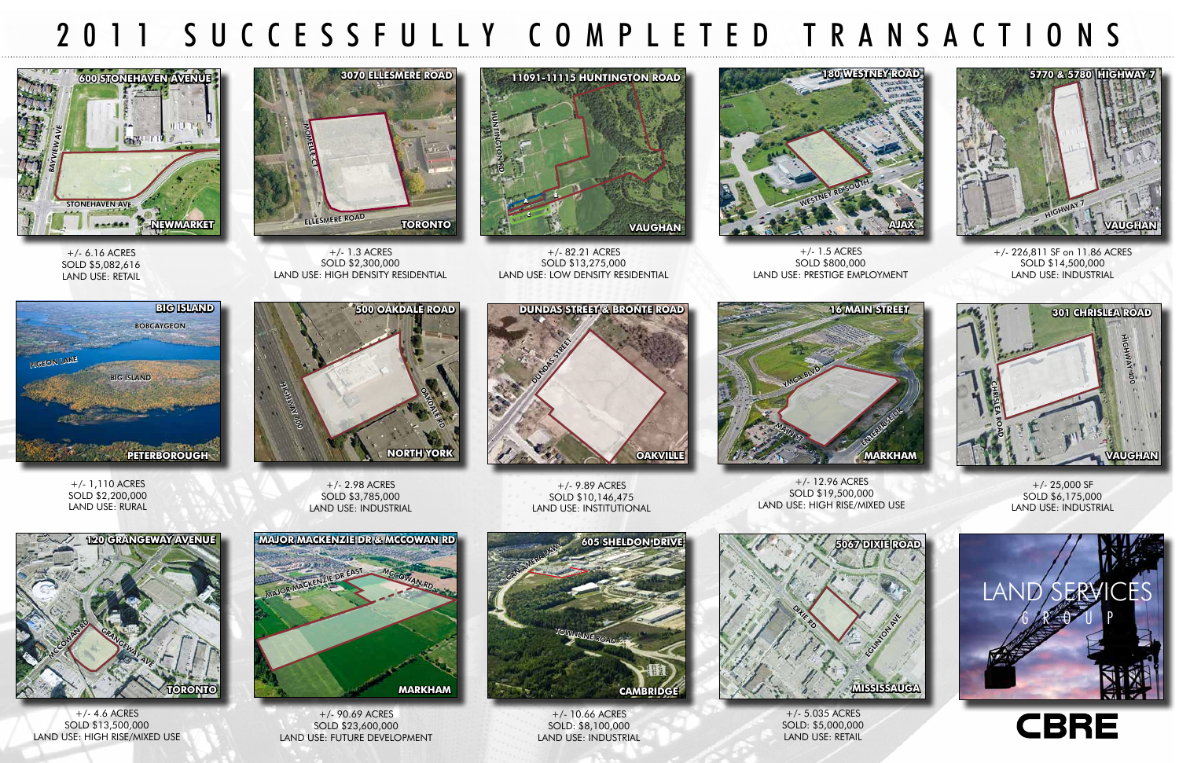# 2011 SUCCESSFULLY COMPLETED TRANSACTIONS

**600 STONEHAVEN AVENUE** — NEWMARKET

+/- 6.16 ACRES
SOLD $5,082,616
LAND USE: RETAIL

**3070 ELLESMERE ROAD** — TORONTO

+/- 1.3 ACRES
SOLD $2,300,000
LAND USE: HIGH DENSITY RESIDENTIAL

**11091-11115 HUNTINGTON ROAD** — VAUGHAN

+/- 82.21 ACRES
SOLD $13,275,000
LAND USE: LOW DENSITY RESIDENTIAL

**180 WESTNEY ROAD** — AJAX

+/- 1.5 ACRES
SOLD $800,000
LAND USE: PRESTIGE EMPLOYMENT

**5770 & 5780 HIGHWAY 7** — VAUGHAN

+/- 226,811 SF on 11.86 ACRES
SOLD $14,500,000
LAND USE: INDUSTRIAL

**BIG ISLAND** — PETERBOROUGH

+/- 1,110 ACRES
SOLD $2,200,000
LAND USE: RURAL

**500 OAKDALE ROAD** — NORTH YORK

+/- 2.98 ACRES
SOLD $3,785,000
LAND USE: INDUSTRIAL

**DUNDAS STREET & BRONTE ROAD** — OAKVILLE

+/- 9.89 ACRES
SOLD $10,146,475
LAND USE: INSTITUTIONAL

**16 MAIN STREET** — MARKHAM

+/- 12.96 ACRES
SOLD $19,500,000
LAND USE: HIGH RISE/MIXED USE

**301 CHRISLEA ROAD** — VAUGHAN

+/- 25,000 SF
SOLD $6,175,000
LAND USE: INDUSTRIAL

**120 GRANGEWAY AVENUE** — TORONTO

+/- 4.6 ACRES
SOLD $13,500,000
LAND USE: HIGH RISE/MIXED USE

**MAJOR MACKENZIE DR & MCCOWAN RD** — MARKHAM

+/- 90.69 ACRES
SOLD $23,600,000
LAND USE: FUTURE DEVELOPMENT

**605 SHELDON DRIVE** — CAMBRIDGE

+/- 10.66 ACRES
SOLD: $8,100,000
LAND USE: INDUSTRIAL

**5067 DIXIE ROAD** — MISSISSAUGA

+/- 5.035 ACRES
SOLD: $5,000,000
LAND USE: RETAIL

LAND SERVICES GROUP

CBRE